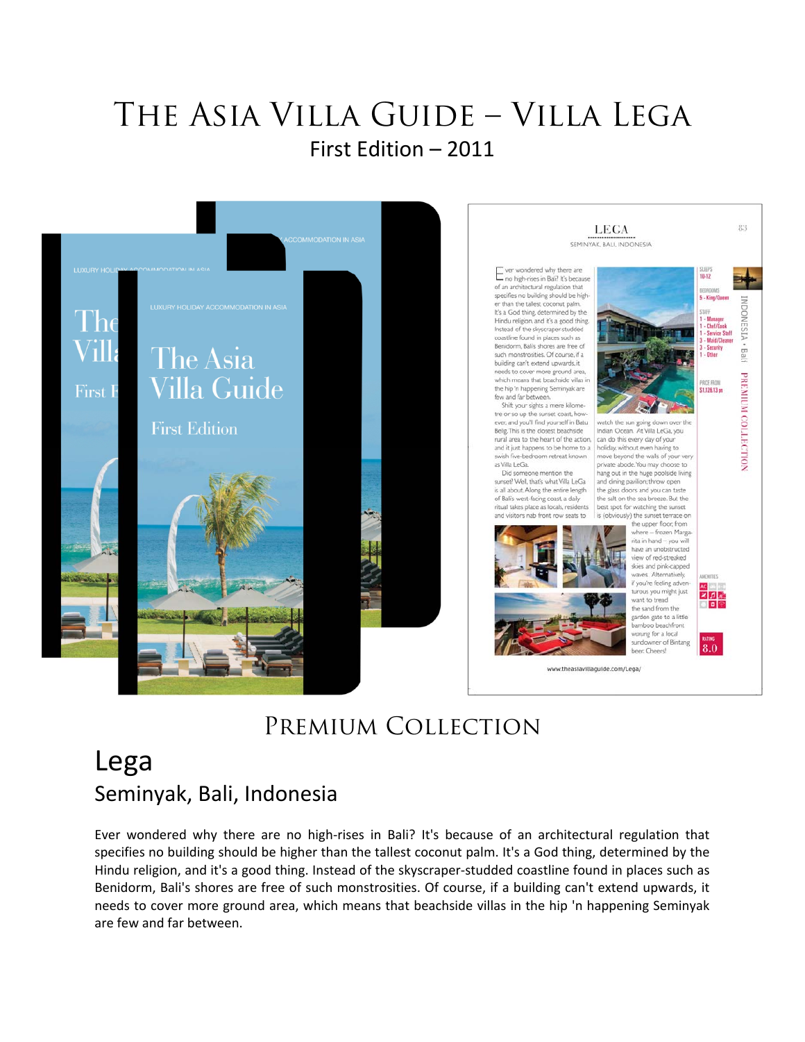# The Asia Villa Guide – Villa Lega

First Edition – 2011

## Premium Collection

# Lega

## Seminyak, Bali, Indonesia

Ever wondered why there are no high-rises in Bali? It's because of an architectural regulation that specifies no building should be higher than the tallest coconut palm. It's a God thing, determined by the Hindu religion, and it's a good thing. Instead of the skyscraper-studded coastline found in places such as Benidorm, Bali's shores are free of such monstrosities. Of course, if a building can't extend upwards, it needs to cover more ground area, which means that beachside villas in the hip 'n happening Seminyak are few and far between.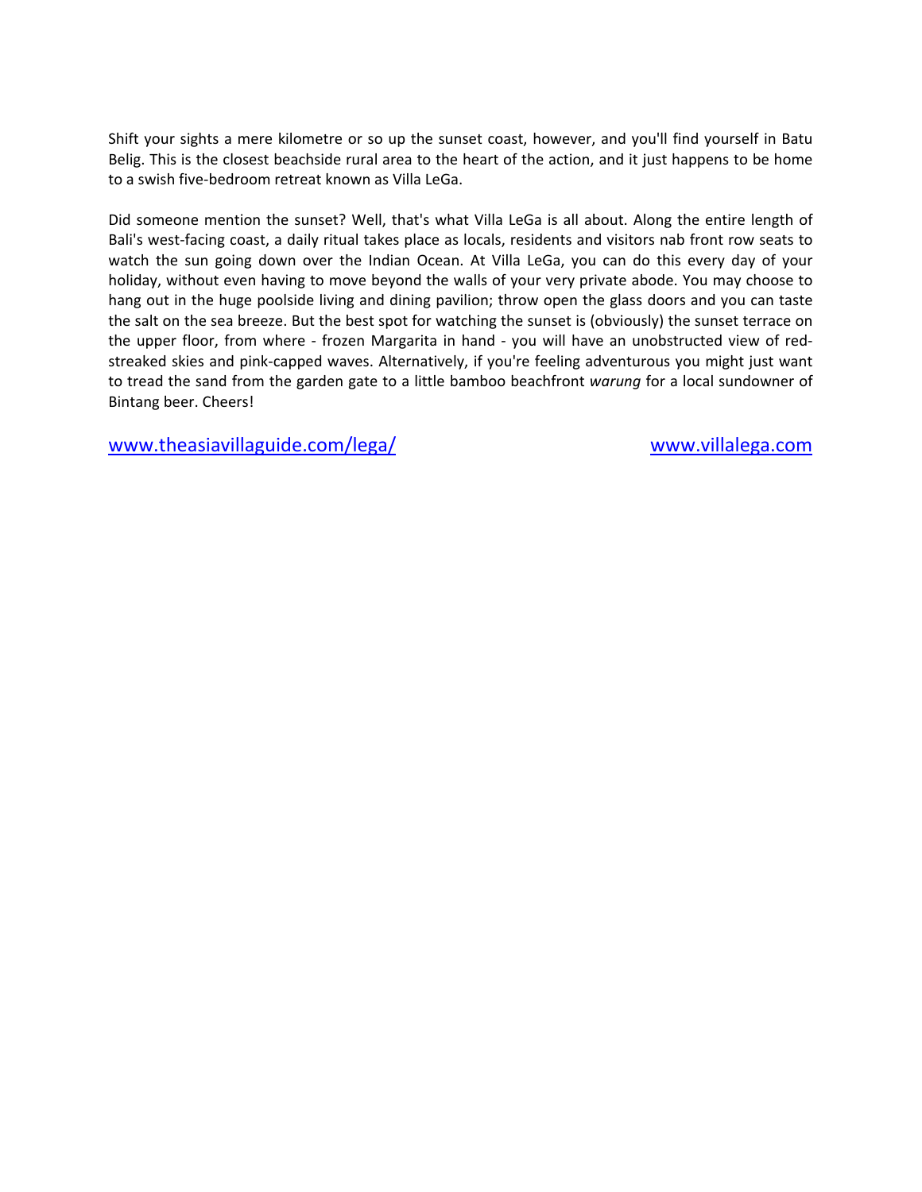Shift your sights a mere kilometre or so up the sunset coast, however, and you'll find yourself in Batu Belig. This is the closest beachside rural area to the heart of the action, and it just happens to be home to a swish five-bedroom retreat known as Villa LeGa.

Did someone mention the sunset? Well, that's what Villa LeGa is all about. Along the entire length of Bali's west-facing coast, a daily ritual takes place as locals, residents and visitors nab front row seats to watch the sun going down over the Indian Ocean. At Villa LeGa, you can do this every day of your holiday, without even having to move beyond the walls of your very private abode. You may choose to hang out in the huge poolside living and dining pavilion; throw open the glass doors and you can taste the salt on the sea breeze. But the best spot for watching the sunset is (obviously) the sunset terrace on the upper floor, from where - frozen Margarita in hand - you will have an unobstructed view of red-streaked skies and pink-capped waves. Alternatively, if you're feeling adventurous you might just want to tread the sand from the garden gate to a little bamboo beachfront *warung* for a local sundowner of Bintang beer. Cheers!

[www.theasiavillaguide.com/lega/](http://www.theasiavillaguide.com/lega/) [www.villalega.com](http://www.villalega.com)